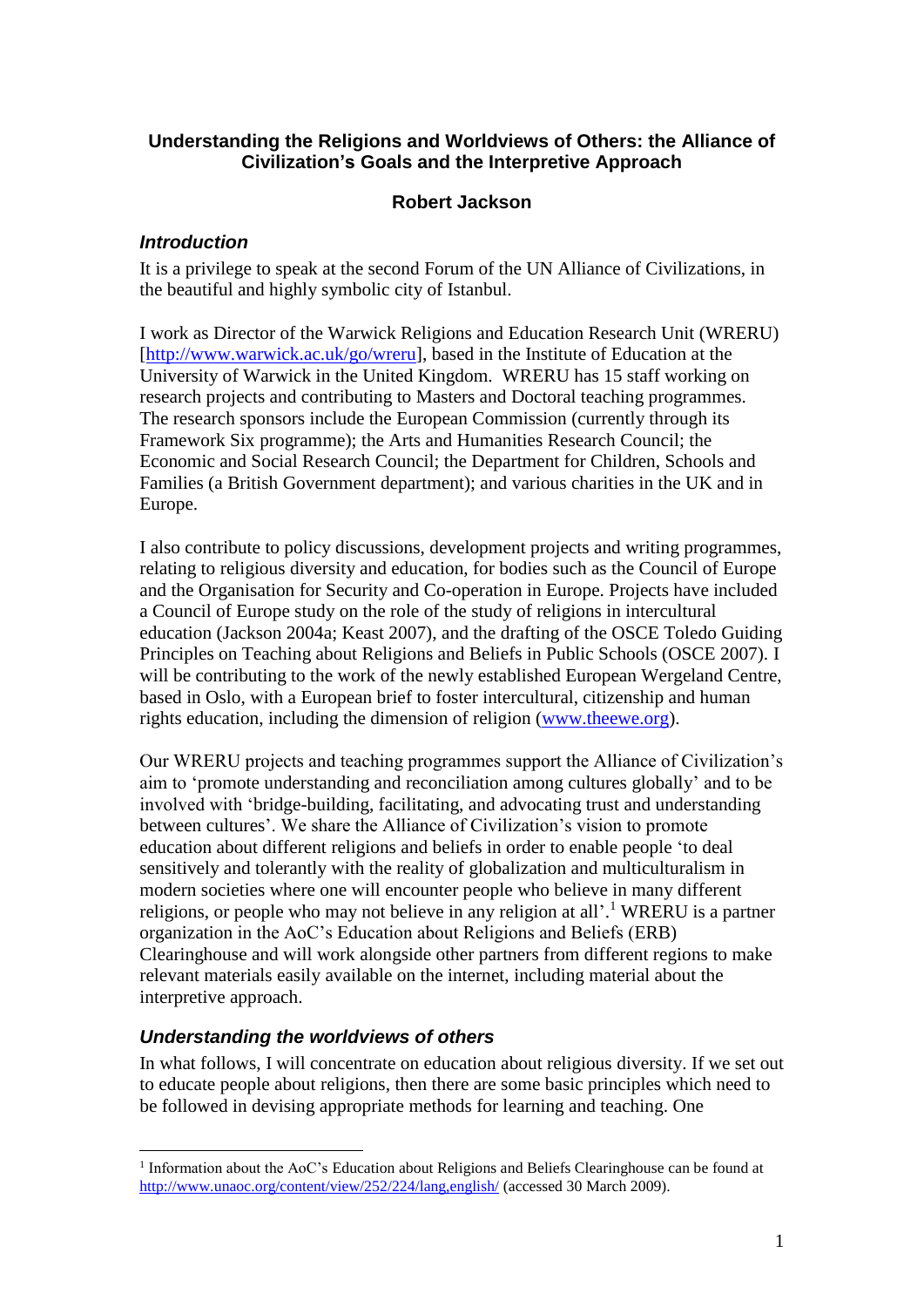# Understanding the Religions and Worldviews of Others: the Alliance of Civilization's Goals and the Interpretive Approach

**Robert Jackson**

## *Introduction*

It is a privilege to speak at the second Forum of the UN Alliance of Civilizations, in the beautiful and highly symbolic city of Istanbul.

I work as Director of the Warwick Religions and Education Research Unit (WRERU) [http://www.warwick.ac.uk/go/wreru], based in the Institute of Education at the University of Warwick in the United Kingdom. WRERU has 15 staff working on research projects and contributing to Masters and Doctoral teaching programmes. The research sponsors include the European Commission (currently through its Framework Six programme); the Arts and Humanities Research Council; the Economic and Social Research Council; the Department for Children, Schools and Families (a British Government department); and various charities in the UK and in Europe.

I also contribute to policy discussions, development projects and writing programmes, relating to religious diversity and education, for bodies such as the Council of Europe and the Organisation for Security and Co-operation in Europe. Projects have included a Council of Europe study on the role of the study of religions in intercultural education (Jackson 2004a; Keast 2007), and the drafting of the OSCE Toledo Guiding Principles on Teaching about Religions and Beliefs in Public Schools (OSCE 2007). I will be contributing to the work of the newly established European Wergeland Centre, based in Oslo, with a European brief to foster intercultural, citizenship and human rights education, including the dimension of religion (www.theewe.org).

Our WRERU projects and teaching programmes support the Alliance of Civilization's aim to 'promote understanding and reconciliation among cultures globally' and to be involved with 'bridge-building, facilitating, and advocating trust and understanding between cultures'. We share the Alliance of Civilization's vision to promote education about different religions and beliefs in order to enable people 'to deal sensitively and tolerantly with the reality of globalization and multiculturalism in modern societies where one will encounter people who believe in many different religions, or people who may not believe in any religion at all'.[1] WRERU is a partner organization in the AoC's Education about Religions and Beliefs (ERB) Clearinghouse and will work alongside other partners from different regions to make relevant materials easily available on the internet, including material about the interpretive approach.

## *Understanding the worldviews of others*

In what follows, I will concentrate on education about religious diversity. If we set out to educate people about religions, then there are some basic principles which need to be followed in devising appropriate methods for learning and teaching. One

[1] Information about the AoC's Education about Religions and Beliefs Clearinghouse can be found at http://www.unaoc.org/content/view/252/224/lang,english/ (accessed 30 March 2009).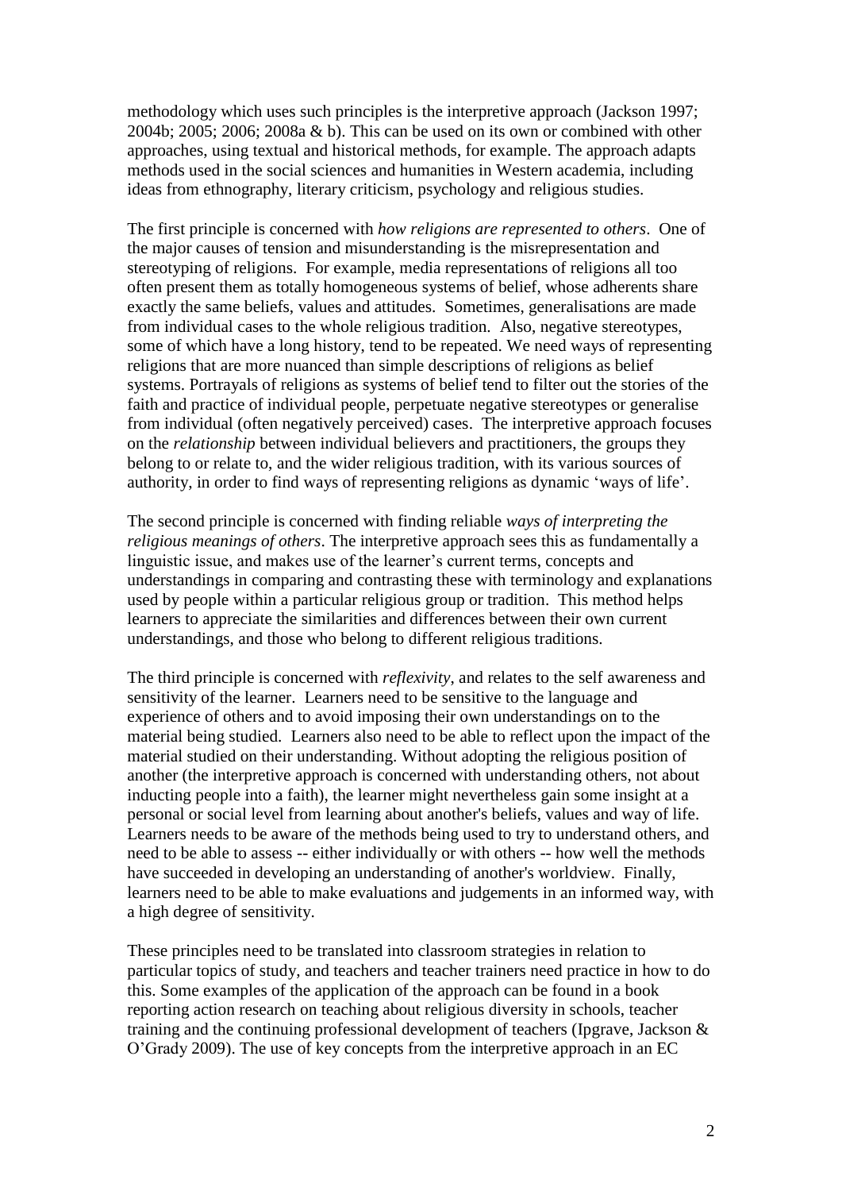methodology which uses such principles is the interpretive approach (Jackson 1997; 2004b; 2005; 2006; 2008a & b). This can be used on its own or combined with other approaches, using textual and historical methods, for example. The approach adapts methods used in the social sciences and humanities in Western academia, including ideas from ethnography, literary criticism, psychology and religious studies.

The first principle is concerned with *how religions are represented to others*. One of the major causes of tension and misunderstanding is the misrepresentation and stereotyping of religions. For example, media representations of religions all too often present them as totally homogeneous systems of belief, whose adherents share exactly the same beliefs, values and attitudes. Sometimes, generalisations are made from individual cases to the whole religious tradition. Also, negative stereotypes, some of which have a long history, tend to be repeated. We need ways of representing religions that are more nuanced than simple descriptions of religions as belief systems. Portrayals of religions as systems of belief tend to filter out the stories of the faith and practice of individual people, perpetuate negative stereotypes or generalise from individual (often negatively perceived) cases. The interpretive approach focuses on the *relationship* between individual believers and practitioners, the groups they belong to or relate to, and the wider religious tradition, with its various sources of authority, in order to find ways of representing religions as dynamic 'ways of life'.

The second principle is concerned with finding reliable *ways of interpreting the religious meanings of others*. The interpretive approach sees this as fundamentally a linguistic issue, and makes use of the learner's current terms, concepts and understandings in comparing and contrasting these with terminology and explanations used by people within a particular religious group or tradition. This method helps learners to appreciate the similarities and differences between their own current understandings, and those who belong to different religious traditions.

The third principle is concerned with *reflexivity*, and relates to the self awareness and sensitivity of the learner. Learners need to be sensitive to the language and experience of others and to avoid imposing their own understandings on to the material being studied. Learners also need to be able to reflect upon the impact of the material studied on their understanding. Without adopting the religious position of another (the interpretive approach is concerned with understanding others, not about inducting people into a faith), the learner might nevertheless gain some insight at a personal or social level from learning about another's beliefs, values and way of life. Learners needs to be aware of the methods being used to try to understand others, and need to be able to assess -- either individually or with others -- how well the methods have succeeded in developing an understanding of another's worldview. Finally, learners need to be able to make evaluations and judgements in an informed way, with a high degree of sensitivity.

These principles need to be translated into classroom strategies in relation to particular topics of study, and teachers and teacher trainers need practice in how to do this. Some examples of the application of the approach can be found in a book reporting action research on teaching about religious diversity in schools, teacher training and the continuing professional development of teachers (Ipgrave, Jackson & O'Grady 2009). The use of key concepts from the interpretive approach in an EC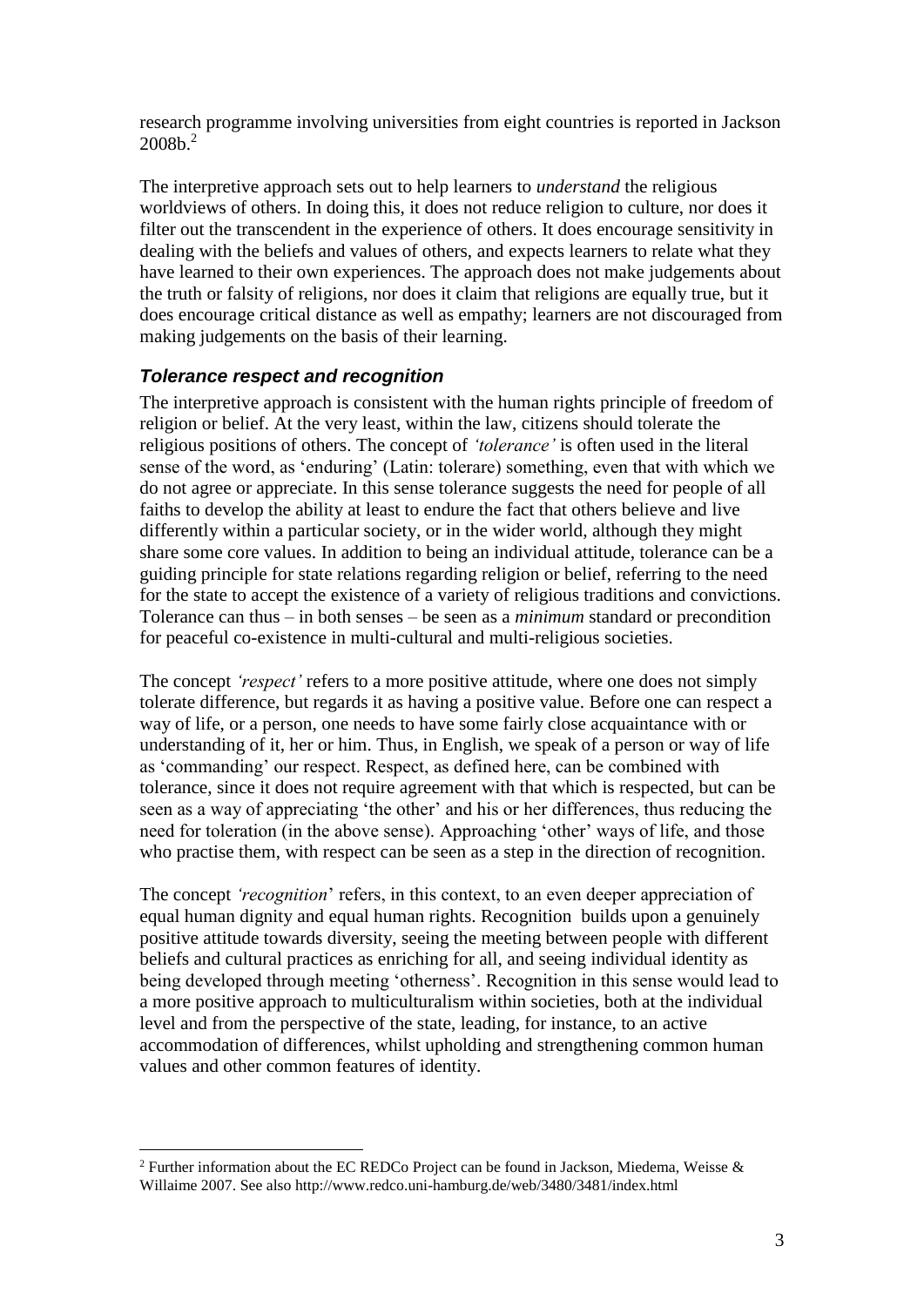research programme involving universities from eight countries is reported in Jackson 2008b.[2]

The interpretive approach sets out to help learners to *understand* the religious worldviews of others. In doing this, it does not reduce religion to culture, nor does it filter out the transcendent in the experience of others. It does encourage sensitivity in dealing with the beliefs and values of others, and expects learners to relate what they have learned to their own experiences. The approach does not make judgements about the truth or falsity of religions, nor does it claim that religions are equally true, but it does encourage critical distance as well as empathy; learners are not discouraged from making judgements on the basis of their learning.

### *Tolerance respect and recognition*

The interpretive approach is consistent with the human rights principle of freedom of religion or belief. At the very least, within the law, citizens should tolerate the religious positions of others. The concept of *'tolerance'* is often used in the literal sense of the word, as 'enduring' (Latin: tolerare) something, even that with which we do not agree or appreciate. In this sense tolerance suggests the need for people of all faiths to develop the ability at least to endure the fact that others believe and live differently within a particular society, or in the wider world, although they might share some core values. In addition to being an individual attitude, tolerance can be a guiding principle for state relations regarding religion or belief, referring to the need for the state to accept the existence of a variety of religious traditions and convictions. Tolerance can thus – in both senses – be seen as a *minimum* standard or precondition for peaceful co-existence in multi-cultural and multi-religious societies.

The concept *'respect'* refers to a more positive attitude, where one does not simply tolerate difference, but regards it as having a positive value. Before one can respect a way of life, or a person, one needs to have some fairly close acquaintance with or understanding of it, her or him. Thus, in English, we speak of a person or way of life as 'commanding' our respect. Respect, as defined here, can be combined with tolerance, since it does not require agreement with that which is respected, but can be seen as a way of appreciating 'the other' and his or her differences, thus reducing the need for toleration (in the above sense). Approaching 'other' ways of life, and those who practise them, with respect can be seen as a step in the direction of recognition.

The concept *'recognition'* refers, in this context, to an even deeper appreciation of equal human dignity and equal human rights. Recognition builds upon a genuinely positive attitude towards diversity, seeing the meeting between people with different beliefs and cultural practices as enriching for all, and seeing individual identity as being developed through meeting 'otherness'. Recognition in this sense would lead to a more positive approach to multiculturalism within societies, both at the individual level and from the perspective of the state, leading, for instance, to an active accommodation of differences, whilst upholding and strengthening common human values and other common features of identity.

---

[2] Further information about the EC REDCo Project can be found in Jackson, Miedema, Weisse & Willaime 2007. See also http://www.redco.uni-hamburg.de/web/3480/3481/index.html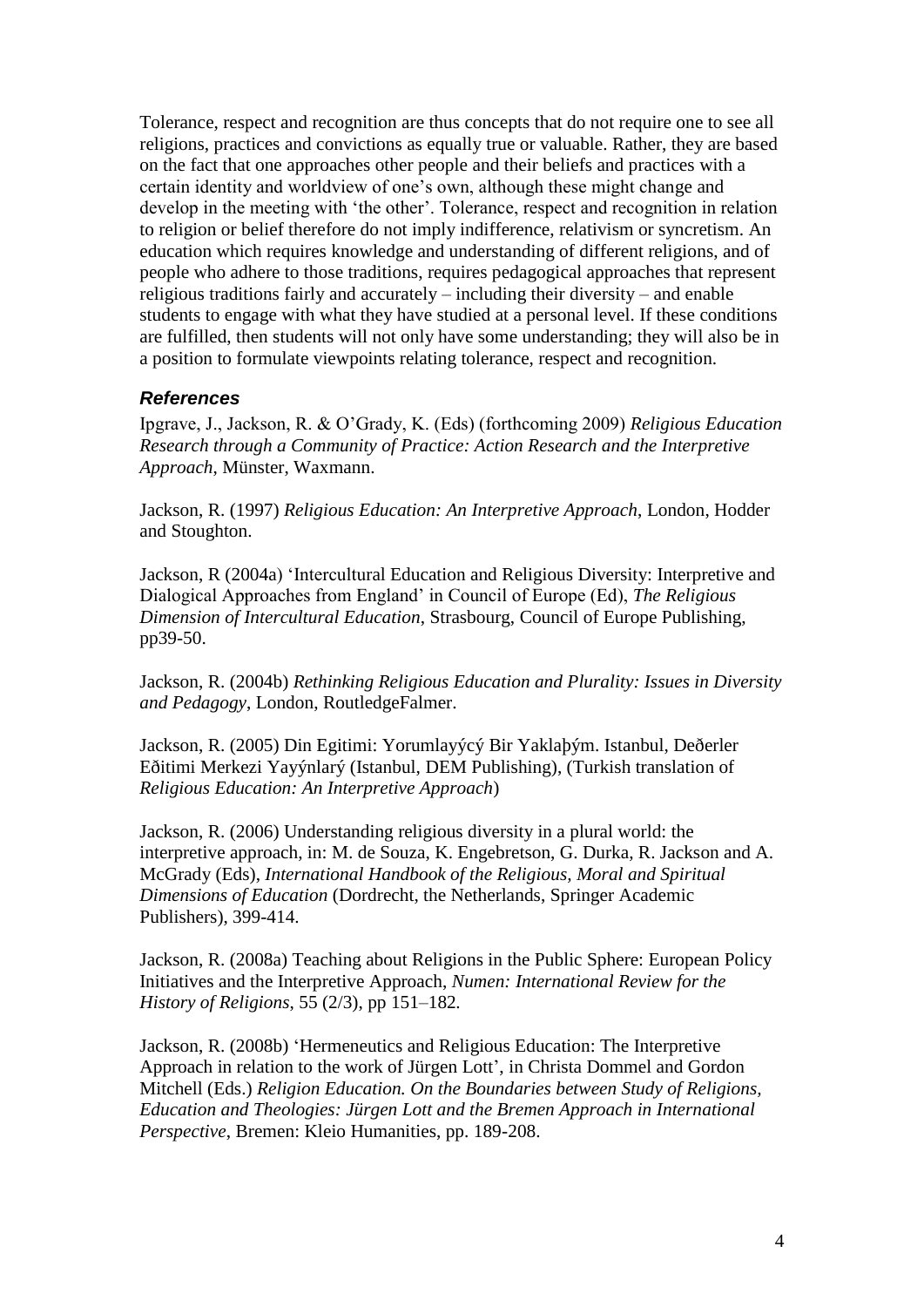Tolerance, respect and recognition are thus concepts that do not require one to see all religions, practices and convictions as equally true or valuable. Rather, they are based on the fact that one approaches other people and their beliefs and practices with a certain identity and worldview of one's own, although these might change and develop in the meeting with 'the other'. Tolerance, respect and recognition in relation to religion or belief therefore do not imply indifference, relativism or syncretism. An education which requires knowledge and understanding of different religions, and of people who adhere to those traditions, requires pedagogical approaches that represent religious traditions fairly and accurately – including their diversity – and enable students to engage with what they have studied at a personal level. If these conditions are fulfilled, then students will not only have some understanding; they will also be in a position to formulate viewpoints relating tolerance, respect and recognition.

### *References*

Ipgrave, J., Jackson, R. & O'Grady, K. (Eds) (forthcoming 2009) *Religious Education Research through a Community of Practice: Action Research and the Interpretive Approach*, Münster, Waxmann.

Jackson, R. (1997) *Religious Education: An Interpretive Approach*, London, Hodder and Stoughton.

Jackson, R (2004a) 'Intercultural Education and Religious Diversity: Interpretive and Dialogical Approaches from England' in Council of Europe (Ed), *The Religious Dimension of Intercultural Education*, Strasbourg, Council of Europe Publishing, pp39-50.

Jackson, R. (2004b) *Rethinking Religious Education and Plurality: Issues in Diversity and Pedagogy*, London, RoutledgeFalmer.

Jackson, R. (2005) Din Egitimi: Yorumlayýcý Bir Yaklaþým. Istanbul, Deðerler Eðitimi Merkezi Yayýnlarý (Istanbul, DEM Publishing), (Turkish translation of *Religious Education: An Interpretive Approach*)

Jackson, R. (2006) Understanding religious diversity in a plural world: the interpretive approach, in: M. de Souza, K. Engebretson, G. Durka, R. Jackson and A. McGrady (Eds), *International Handbook of the Religious, Moral and Spiritual Dimensions of Education* (Dordrecht, the Netherlands, Springer Academic Publishers), 399-414.

Jackson, R. (2008a) Teaching about Religions in the Public Sphere: European Policy Initiatives and the Interpretive Approach, *Numen: International Review for the History of Religions*, 55 (2/3), pp 151–182.

Jackson, R. (2008b) 'Hermeneutics and Religious Education: The Interpretive Approach in relation to the work of Jürgen Lott', in Christa Dommel and Gordon Mitchell (Eds.) *Religion Education. On the Boundaries between Study of Religions, Education and Theologies: Jürgen Lott and the Bremen Approach in International Perspective*, Bremen: Kleio Humanities, pp. 189-208.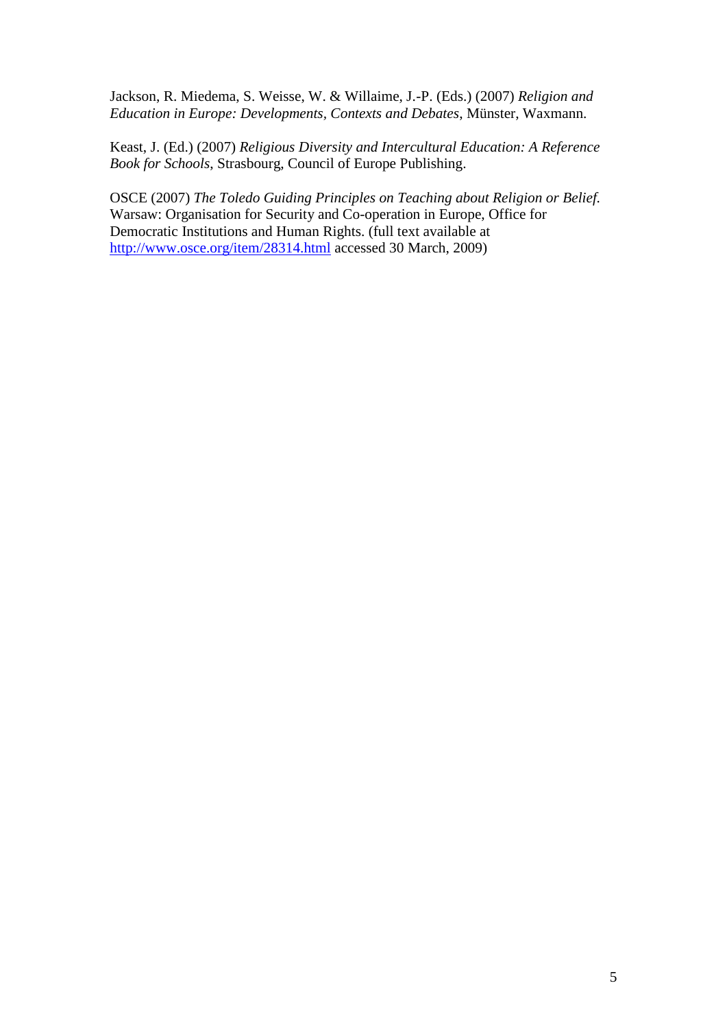Jackson, R. Miedema, S. Weisse, W. & Willaime, J.-P. (Eds.) (2007) *Religion and Education in Europe: Developments, Contexts and Debates*, Münster, Waxmann.

Keast, J. (Ed.) (2007) *Religious Diversity and Intercultural Education: A Reference Book for Schools*, Strasbourg, Council of Europe Publishing.

OSCE (2007) *The Toledo Guiding Principles on Teaching about Religion or Belief.* Warsaw: Organisation for Security and Co-operation in Europe, Office for Democratic Institutions and Human Rights. (full text available at http://www.osce.org/item/28314.html accessed 30 March, 2009)